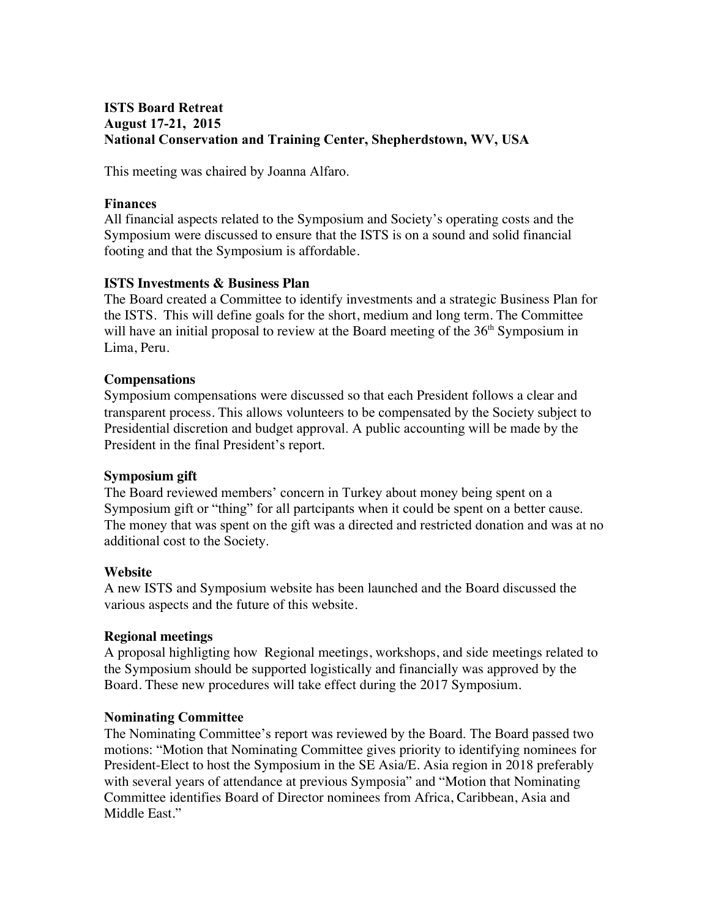**ISTS Board Retreat**
**August 17-21, 2015**
**National Conservation and Training Center, Shepherdstown, WV, USA**

This meeting was chaired by Joanna Alfaro.

**Finances**

All financial aspects related to the Symposium and Society's operating costs and the Symposium were discussed to ensure that the ISTS is on a sound and solid financial footing and that the Symposium is affordable.

**ISTS Investments & Business Plan**

The Board created a Committee to identify investments and a strategic Business Plan for the ISTS. This will define goals for the short, medium and long term. The Committee will have an initial proposal to review at the Board meeting of the 36th Symposium in Lima, Peru.

**Compensations**

Symposium compensations were discussed so that each President follows a clear and transparent process. This allows volunteers to be compensated by the Society subject to Presidential discretion and budget approval. A public accounting will be made by the President in the final President's report.

**Symposium gift**

The Board reviewed members' concern in Turkey about money being spent on a Symposium gift or "thing" for all partcipants when it could be spent on a better cause. The money that was spent on the gift was a directed and restricted donation and was at no additional cost to the Society.

**Website**

A new ISTS and Symposium website has been launched and the Board discussed the various aspects and the future of this website.

**Regional meetings**

A proposal highligting how Regional meetings, workshops, and side meetings related to the Symposium should be supported logistically and financially was approved by the Board. These new procedures will take effect during the 2017 Symposium.

**Nominating Committee**

The Nominating Committee's report was reviewed by the Board. The Board passed two motions: "Motion that Nominating Committee gives priority to identifying nominees for President-Elect to host the Symposium in the SE Asia/E. Asia region in 2018 preferably with several years of attendance at previous Symposia" and "Motion that Nominating Committee identifies Board of Director nominees from Africa, Caribbean, Asia and Middle East."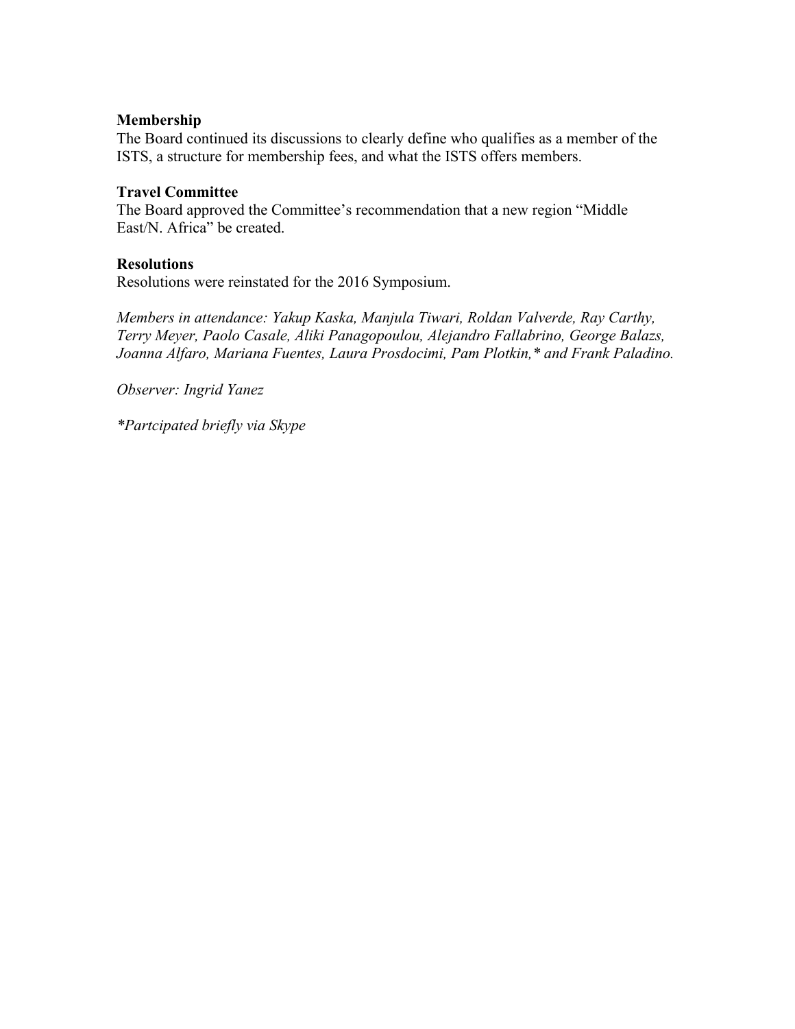**Membership**

The Board continued its discussions to clearly define who qualifies as a member of the ISTS, a structure for membership fees, and what the ISTS offers members.

**Travel Committee**

The Board approved the Committee's recommendation that a new region "Middle East/N. Africa" be created.

**Resolutions**

Resolutions were reinstated for the 2016 Symposium.

*Members in attendance: Yakup Kaska, Manjula Tiwari, Roldan Valverde, Ray Carthy, Terry Meyer, Paolo Casale, Aliki Panagopoulou, Alejandro Fallabrino, George Balazs, Joanna Alfaro, Mariana Fuentes, Laura Prosdocimi, Pam Plotkin,* and Frank Paladino.*

*Observer: Ingrid Yanez*

*\*Partcipated briefly via Skype*